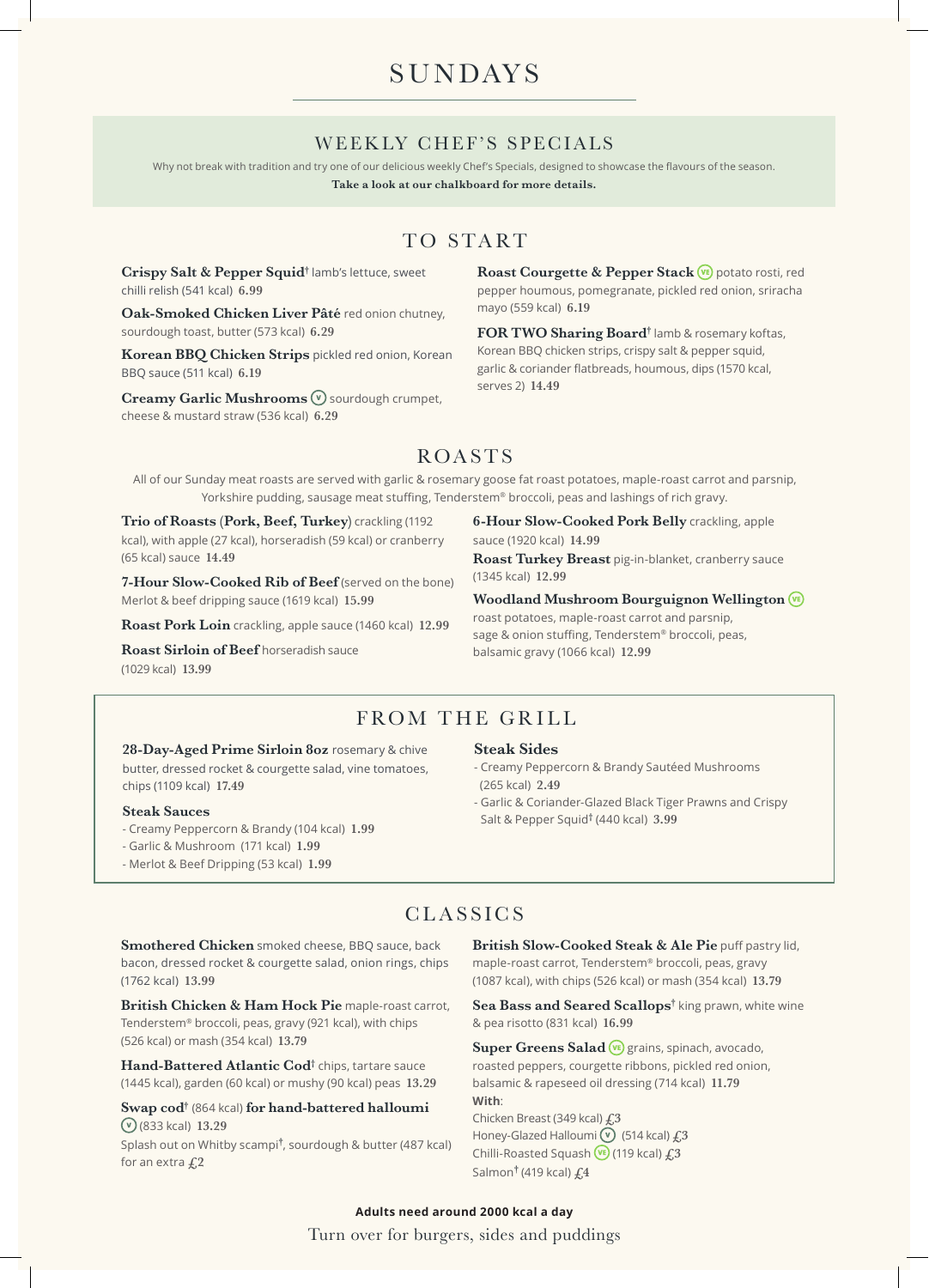# SUNDAYS

## WEEKLY CHEF'S SPECIALS

Why not break with tradition and try one of our delicious weekly Chef's Specials, designed to showcase the flavours of the season.

**Take a look at our chalkboard for more details.**

## TO START

**Crispy Salt & Pepper Squid**† lamb's lettuce, sweet chilli relish (541 kcal) **6.99**

**Oak-Smoked Chicken Liver Pâté** red onion chutney, sourdough toast, butter (573 kcal) **6.29**

**Korean BBQ Chicken Strips** pickled red onion, Korean BBQ sauce (511 kcal) **6.19**

**Creamy Garlic Mushrooms** (V) sourdough crumpet, cheese & mustard straw (536 kcal) **6.29**

**Roast Courgette & Pepper Stack** (VE) potato rosti, red pepper houmous, pomegranate, pickled red onion, sriracha mayo (559 kcal) **6.19**

**FOR TWO Sharing Board**† lamb & rosemary koftas, Korean BBQ chicken strips, crispy salt & pepper squid, garlic & coriander flatbreads, houmous, dips (1570 kcal, serves 2) **14.49**

## ROASTS

All of our Sunday meat roasts are served with garlic & rosemary goose fat roast potatoes, maple-roast carrot and parsnip, Yorkshire pudding, sausage meat stuffing, Tenderstem® broccoli, peas and lashings of rich gravy.

**Trio of Roasts (Pork, Beef, Turkey)** crackling (1192 kcal), with apple (27 kcal), horseradish (59 kcal) or cranberry (65 kcal) sauce **14.49**

**7-Hour Slow-Cooked Rib of Beef** (served on the bone) Merlot & beef dripping sauce (1619 kcal) **15.99**

**Roast Pork Loin** crackling, apple sauce (1460 kcal) **12.99**

**Roast Sirloin of Beef** horseradish sauce (1029 kcal) **13.99**

**6-Hour Slow-Cooked Pork Belly** crackling, apple sauce (1920 kcal) **14.99**

**Roast Turkey Breast** pig-in-blanket, cranberry sauce (1345 kcal) **12.99**

**Woodland Mushroom Bourguignon Wellington** (VE) roast potatoes, maple-roast carrot and parsnip, sage & onion stuffing, Tenderstem® broccoli, peas, balsamic gravy (1066 kcal) **12.99**

## FROM THE GRILL

**28-Day-Aged Prime Sirloin 8oz** rosemary & chive butter, dressed rocket & courgette salad, vine tomatoes, chips (1109 kcal) **17.49**

### Steak Sauces

- Creamy Peppercorn & Brandy (104 kcal) **1.99**
- Garlic & Mushroom (171 kcal) **1.99**
- Merlot & Beef Dripping (53 kcal) **1.99**

### Steak Sides

- Creamy Peppercorn & Brandy Sautéed Mushrooms (265 kcal) **2.49**
- Garlic & Coriander-Glazed Black Tiger Prawns and Crispy Salt & Pepper Squid† (440 kcal) **3.99**

## CLASSICS

**Smothered Chicken** smoked cheese, BBQ sauce, back bacon, dressed rocket & courgette salad, onion rings, chips (1762 kcal) **13.99**

**British Chicken & Ham Hock Pie** maple-roast carrot, Tenderstem® broccoli, peas, gravy (921 kcal), with chips (526 kcal) or mash (354 kcal) **13.79**

**Hand-Battered Atlantic Cod**† chips, tartare sauce (1445 kcal), garden (60 kcal) or mushy (90 kcal) peas **13.29**

**Swap cod**† (864 kcal) **for hand-battered halloumi** (V) (833 kcal) **13.29**

Splash out on Whitby scampi†, sourdough & butter (487 kcal) for an extra £2

**British Slow-Cooked Steak & Ale Pie** puff pastry lid, maple-roast carrot, Tenderstem® broccoli, peas, gravy (1087 kcal), with chips (526 kcal) or mash (354 kcal) **13.79**

**Sea Bass and Seared Scallops**† king prawn, white wine & pea risotto (831 kcal) **16.99**

**Super Greens Salad** (VE) grains, spinach, avocado, roasted peppers, courgette ribbons, pickled red onion, balsamic & rapeseed oil dressing (714 kcal) **11.79**

**With**:

Chicken Breast (349 kcal) **£3**

Honey-Glazed Halloumi (V) (514 kcal) **£3**

Chilli-Roasted Squash (VE) (119 kcal) **£3**

Salmon† (419 kcal) **£4**

**Adults need around 2000 kcal a day**

Turn over for burgers, sides and puddings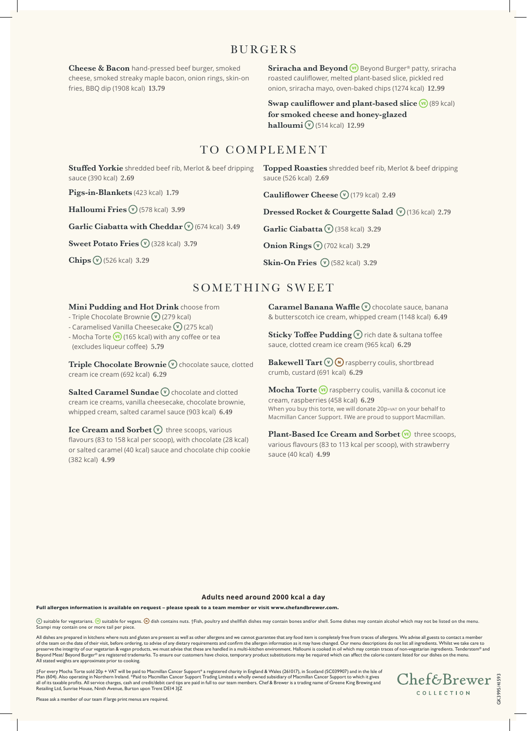## BURGERS

**Cheese & Bacon** hand-pressed beef burger, smoked cheese, smoked streaky maple bacon, onion rings, skin-on fries, BBQ dip (1908 kcal) **13.79**

**Sriracha and Beyond** (VE) Beyond Burger® patty, sriracha roasted cauliflower, melted plant-based slice, pickled red onion, sriracha mayo, oven-baked chips (1274 kcal) **12.99**

**Swap cauliflower and plant-based slice** (VE) (89 kcal) **for smoked cheese and honey-glazed halloumi** (V) (514 kcal) **12.99**

## TO COMPLEMENT

**Stuffed Yorkie** shredded beef rib, Merlot & beef dripping sauce (390 kcal) **2.69**

**Pigs-in-Blankets** (423 kcal) **1.79**

**Halloumi Fries** (V) (578 kcal) **3.99**

**Garlic Ciabatta with Cheddar** (V) (674 kcal) **3.49**

**Sweet Potato Fries** (V) (328 kcal) **3.79**

**Chips** (V) (526 kcal) **3.29**

**Topped Roasties** shredded beef rib, Merlot & beef dripping sauce (526 kcal) **2.69**

**Cauliflower Cheese** (V) (179 kcal) **2.49**

**Dressed Rocket & Courgette Salad** (V) (136 kcal) **2.79**

**Garlic Ciabatta** (V) (358 kcal) **3.29**

**Onion Rings** (V) (702 kcal) **3.29**

**Skin-On Fries** (V) (582 kcal) **3.29**

## SOMETHING SWEET

**Mini Pudding and Hot Drink** choose from
- Triple Chocolate Brownie (V) (279 kcal)
- Caramelised Vanilla Cheesecake (V) (275 kcal)
- Mocha Torte (VE) (165 kcal) with any coffee or tea (excludes liqueur coffee) **5.79**

**Triple Chocolate Brownie** (V) chocolate sauce, clotted cream ice cream (692 kcal) **6.29**

**Salted Caramel Sundae** (V) chocolate and clotted cream ice creams, vanilla cheesecake, chocolate brownie, whipped cream, salted caramel sauce (903 kcal) **6.49**

**Ice Cream and Sorbet** (V) three scoops, various flavours (83 to 158 kcal per scoop), with chocolate (28 kcal) or salted caramel (40 kcal) sauce and chocolate chip cookie (382 kcal) **4.99**

**Caramel Banana Waffle** (V) chocolate sauce, banana & butterscotch ice cream, whipped cream (1148 kcal) **6.49**

**Sticky Toffee Pudding** (V) rich date & sultana toffee sauce, clotted cream ice cream (965 kcal) **6.29**

**Bakewell Tart** (V) (N) raspberry coulis, shortbread crumb, custard (691 kcal) **6.29**

**Mocha Torte** (VE) raspberry coulis, vanilla & coconut ice cream, raspberries (458 kcal) **6.29**
When you buy this torte, we will donate 20p+VAT on your behalf to Macmillan Cancer Support. ‡We are proud to support Macmillan.

**Plant-Based Ice Cream and Sorbet** (VE) three scoops, various flavours (83 to 113 kcal per scoop), with strawberry sauce (40 kcal) **4.99**

**Adults need around 2000 kcal a day**

**Full allergen information is available on request – please speak to a team member or visit www.chefandbrewer.com.**

(V) suitable for vegetarians. (VE) suitable for vegans. (N) dish contains nuts. †Fish, poultry and shellfish dishes may contain bones and/or shell. Some dishes may contain alcohol which may not be listed on the menu. Scampi may contain one or more tail per piece.

All dishes are prepared in kitchens where nuts and gluten are present as well as other allergens and we cannot guarantee that any food item is completely free from traces of allergens. We advise all guests to contact a member of the team on the date of their visit, before ordering, to advise of any dietary requirements and confirm the allergen information as it may have changed. Our menu descriptions do not list all ingredients. Whilst we take care to preserve the integrity of our vegetarian & vegan products, we must advise that these are handled in a multi-kitchen environment. Halloumi is cooked in oil which may contain traces of non-vegetarian ingredients. Tenderstem® and Beyond Meat/ Beyond Burger® are registered trademarks. To ensure our customers have choice, temporary product substitutions may be required which can affect the calorie content listed for our dishes on the menu. All stated weights are approximate prior to cooking.

‡For every Mocha Torte sold 20p + VAT will be paid to Macmillan Cancer Support* a registered charity in England & Wales (261017), in Scotland (SC039907) and in the Isle of Man (604). Also operating in Northern Ireland. *Paid to Macmillan Cancer Support Trading Limited a wholly owned subsidiary of Macmillan Cancer Support to which it gives all of its taxable profits. All service charges, cash and credit/debit card tips are paid in full to our team members. Chef & Brewer is a trading name of Greene King Brewing and Retailing Ltd, Sunrise House, Ninth Avenue, Burton upon Trent DE14 3JZ

Please ask a member of our team if large print menus are required.

Chef&Brewer COLLECTION

GK3995/41593